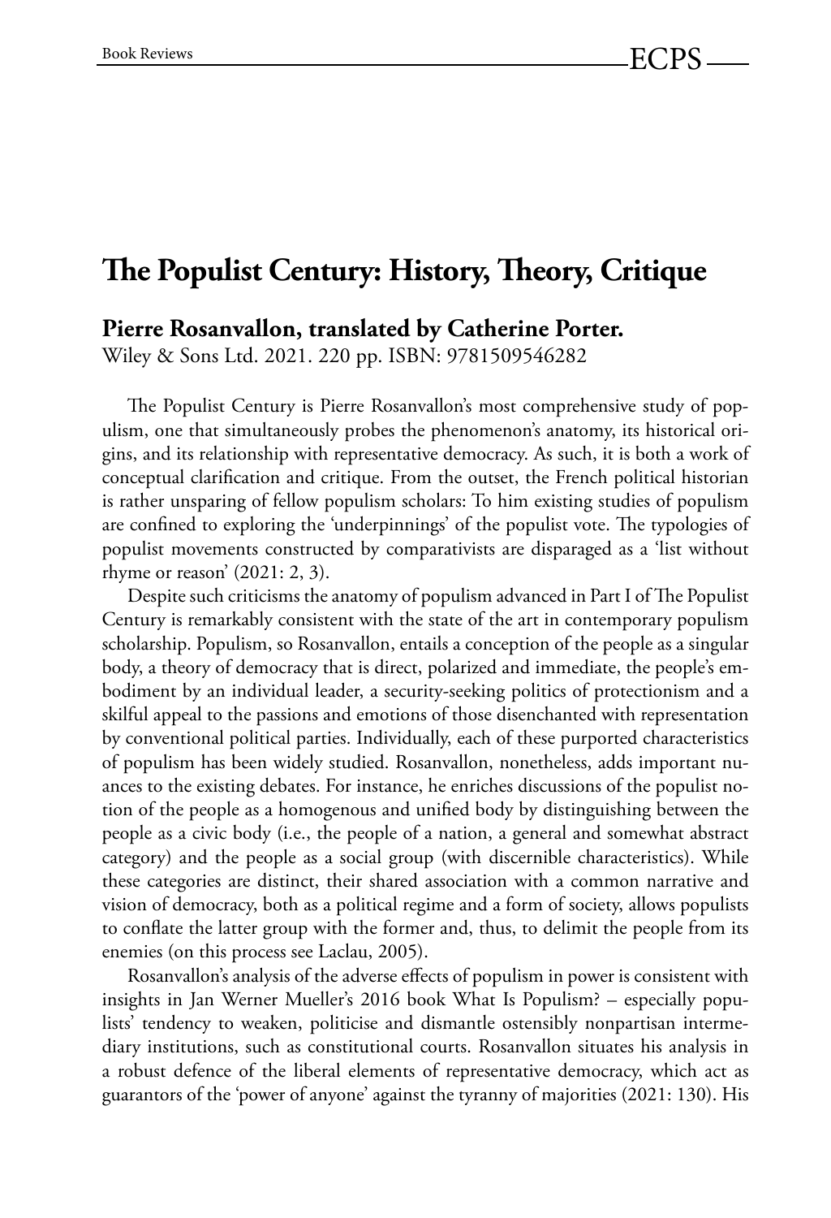# The Populist Century: History, Theory, Critique

**Pierre Rosanvallon, translated by Catherine Porter.**
Wiley & Sons Ltd. 2021. 220 pp. ISBN: 9781509546282

The Populist Century is Pierre Rosanvallon's most comprehensive study of populism, one that simultaneously probes the phenomenon's anatomy, its historical origins, and its relationship with representative democracy. As such, it is both a work of conceptual clarification and critique. From the outset, the French political historian is rather unsparing of fellow populism scholars: To him existing studies of populism are confined to exploring the 'underpinnings' of the populist vote. The typologies of populist movements constructed by comparativists are disparaged as a 'list without rhyme or reason' (2021: 2, 3).

Despite such criticisms the anatomy of populism advanced in Part I of The Populist Century is remarkably consistent with the state of the art in contemporary populism scholarship. Populism, so Rosanvallon, entails a conception of the people as a singular body, a theory of democracy that is direct, polarized and immediate, the people's embodiment by an individual leader, a security-seeking politics of protectionism and a skilful appeal to the passions and emotions of those disenchanted with representation by conventional political parties. Individually, each of these purported characteristics of populism has been widely studied. Rosanvallon, nonetheless, adds important nuances to the existing debates. For instance, he enriches discussions of the populist notion of the people as a homogenous and unified body by distinguishing between the people as a civic body (i.e., the people of a nation, a general and somewhat abstract category) and the people as a social group (with discernible characteristics). While these categories are distinct, their shared association with a common narrative and vision of democracy, both as a political regime and a form of society, allows populists to conflate the latter group with the former and, thus, to delimit the people from its enemies (on this process see Laclau, 2005).

Rosanvallon's analysis of the adverse effects of populism in power is consistent with insights in Jan Werner Mueller's 2016 book What Is Populism? – especially populists' tendency to weaken, politicise and dismantle ostensibly nonpartisan intermediary institutions, such as constitutional courts. Rosanvallon situates his analysis in a robust defence of the liberal elements of representative democracy, which act as guarantors of the 'power of anyone' against the tyranny of majorities (2021: 130). His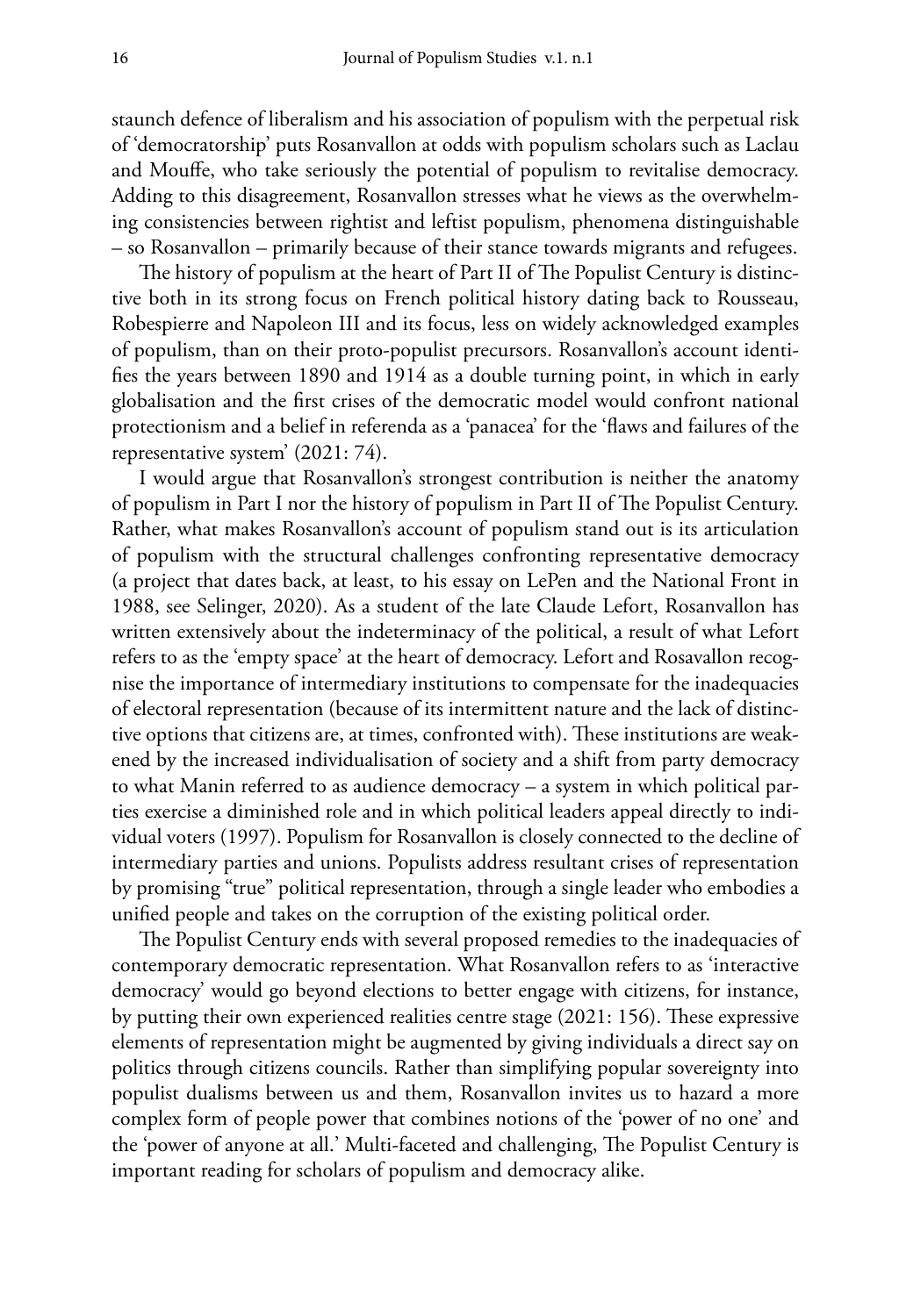staunch defence of liberalism and his association of populism with the perpetual risk of 'democratorship' puts Rosanvallon at odds with populism scholars such as Laclau and Mouffe, who take seriously the potential of populism to revitalise democracy. Adding to this disagreement, Rosanvallon stresses what he views as the overwhelming consistencies between rightist and leftist populism, phenomena distinguishable – so Rosanvallon – primarily because of their stance towards migrants and refugees.

The history of populism at the heart of Part II of The Populist Century is distinctive both in its strong focus on French political history dating back to Rousseau, Robespierre and Napoleon III and its focus, less on widely acknowledged examples of populism, than on their proto-populist precursors. Rosanvallon's account identifies the years between 1890 and 1914 as a double turning point, in which in early globalisation and the first crises of the democratic model would confront national protectionism and a belief in referenda as a 'panacea' for the 'flaws and failures of the representative system' (2021: 74).

I would argue that Rosanvallon's strongest contribution is neither the anatomy of populism in Part I nor the history of populism in Part II of The Populist Century. Rather, what makes Rosanvallon's account of populism stand out is its articulation of populism with the structural challenges confronting representative democracy (a project that dates back, at least, to his essay on LePen and the National Front in 1988, see Selinger, 2020). As a student of the late Claude Lefort, Rosanvallon has written extensively about the indeterminacy of the political, a result of what Lefort refers to as the 'empty space' at the heart of democracy. Lefort and Rosavallon recognise the importance of intermediary institutions to compensate for the inadequacies of electoral representation (because of its intermittent nature and the lack of distinctive options that citizens are, at times, confronted with). These institutions are weakened by the increased individualisation of society and a shift from party democracy to what Manin referred to as audience democracy – a system in which political parties exercise a diminished role and in which political leaders appeal directly to individual voters (1997). Populism for Rosanvallon is closely connected to the decline of intermediary parties and unions. Populists address resultant crises of representation by promising "true" political representation, through a single leader who embodies a unified people and takes on the corruption of the existing political order.

The Populist Century ends with several proposed remedies to the inadequacies of contemporary democratic representation. What Rosanvallon refers to as 'interactive democracy' would go beyond elections to better engage with citizens, for instance, by putting their own experienced realities centre stage (2021: 156). These expressive elements of representation might be augmented by giving individuals a direct say on politics through citizens councils. Rather than simplifying popular sovereignty into populist dualisms between us and them, Rosanvallon invites us to hazard a more complex form of people power that combines notions of the 'power of no one' and the 'power of anyone at all.' Multi-faceted and challenging, The Populist Century is important reading for scholars of populism and democracy alike.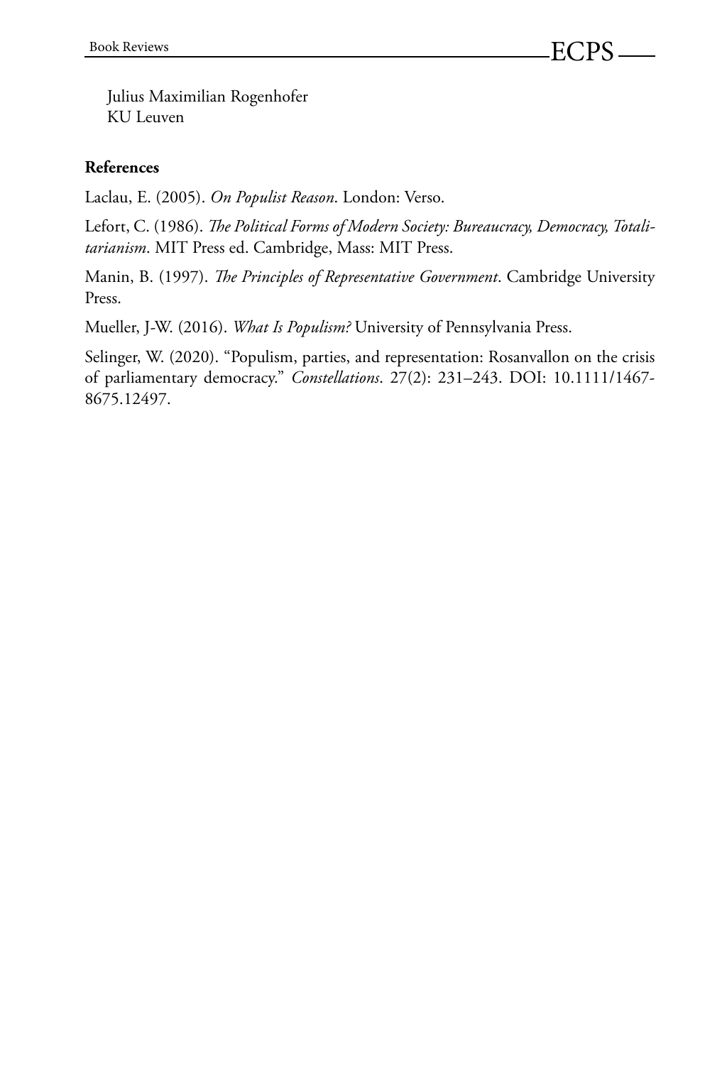Julius Maximilian Rogenhofer
KU Leuven

**References**

Laclau, E. (2005). *On Populist Reason*. London: Verso.

Lefort, C. (1986). *The Political Forms of Modern Society: Bureaucracy, Democracy, Totalitarianism*. MIT Press ed. Cambridge, Mass: MIT Press.

Manin, B. (1997). *The Principles of Representative Government*. Cambridge University Press.

Mueller, J-W. (2016). *What Is Populism?* University of Pennsylvania Press.

Selinger, W. (2020). "Populism, parties, and representation: Rosanvallon on the crisis of parliamentary democracy." *Constellations*. 27(2): 231–243. DOI: 10.1111/1467-8675.12497.